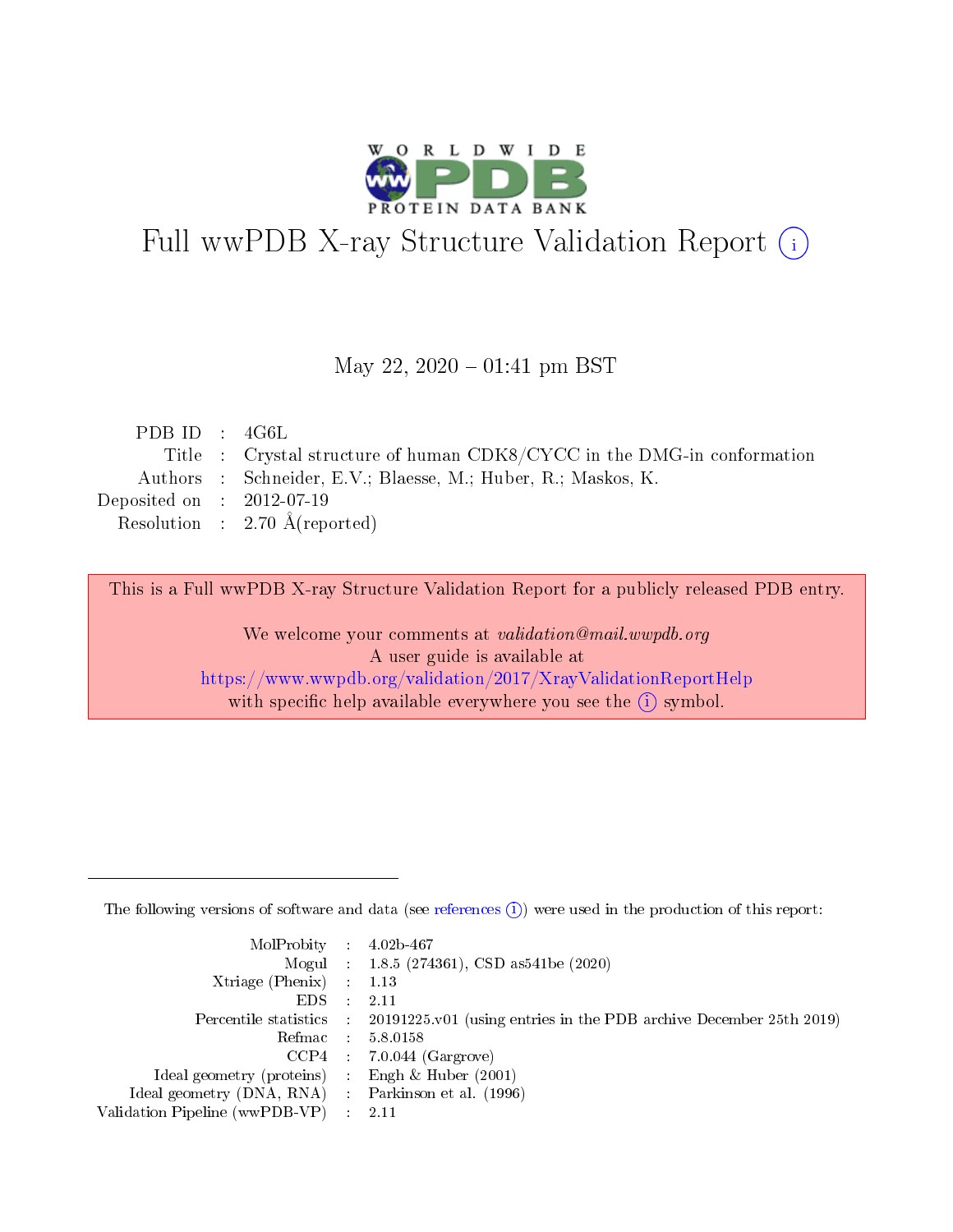# Full wwPDB X-ray Structure Validation Report (i)

May 22, 2020 – 01:41 pm BST

| | | |
|---|---|---|
| PDB ID | : | 4G6L |
| Title | : | Crystal structure of human CDK8/CYCC in the DMG-in conformation |
| Authors | : | Schneider, E.V.; Blaesse, M.; Huber, R.; Maskos, K. |
| Deposited on | : | 2012-07-19 |
| Resolution | : | 2.70 Å(reported) |

This is a Full wwPDB X-ray Structure Validation Report for a publicly released PDB entry.

We welcome your comments at *validation@mail.wwpdb.org*
A user guide is available at
https://www.wwpdb.org/validation/2017/XrayValidationReportHelp
with specific help available everywhere you see the (i) symbol.

---

The following versions of software and data (see references (i)) were used in the production of this report:

| | | |
|---|---|---|
| MolProbity | : | 4.02b-467 |
| Mogul | : | 1.8.5 (274361), CSD as541be (2020) |
| Xtriage (Phenix) | : | 1.13 |
| EDS | : | 2.11 |
| Percentile statistics | : | 20191225.v01 (using entries in the PDB archive December 25th 2019) |
| Refmac | : | 5.8.0158 |
| CCP4 | : | 7.0.044 (Gargrove) |
| Ideal geometry (proteins) | : | Engh & Huber (2001) |
| Ideal geometry (DNA, RNA) | : | Parkinson et al. (1996) |
| Validation Pipeline (wwPDB-VP) | : | 2.11 |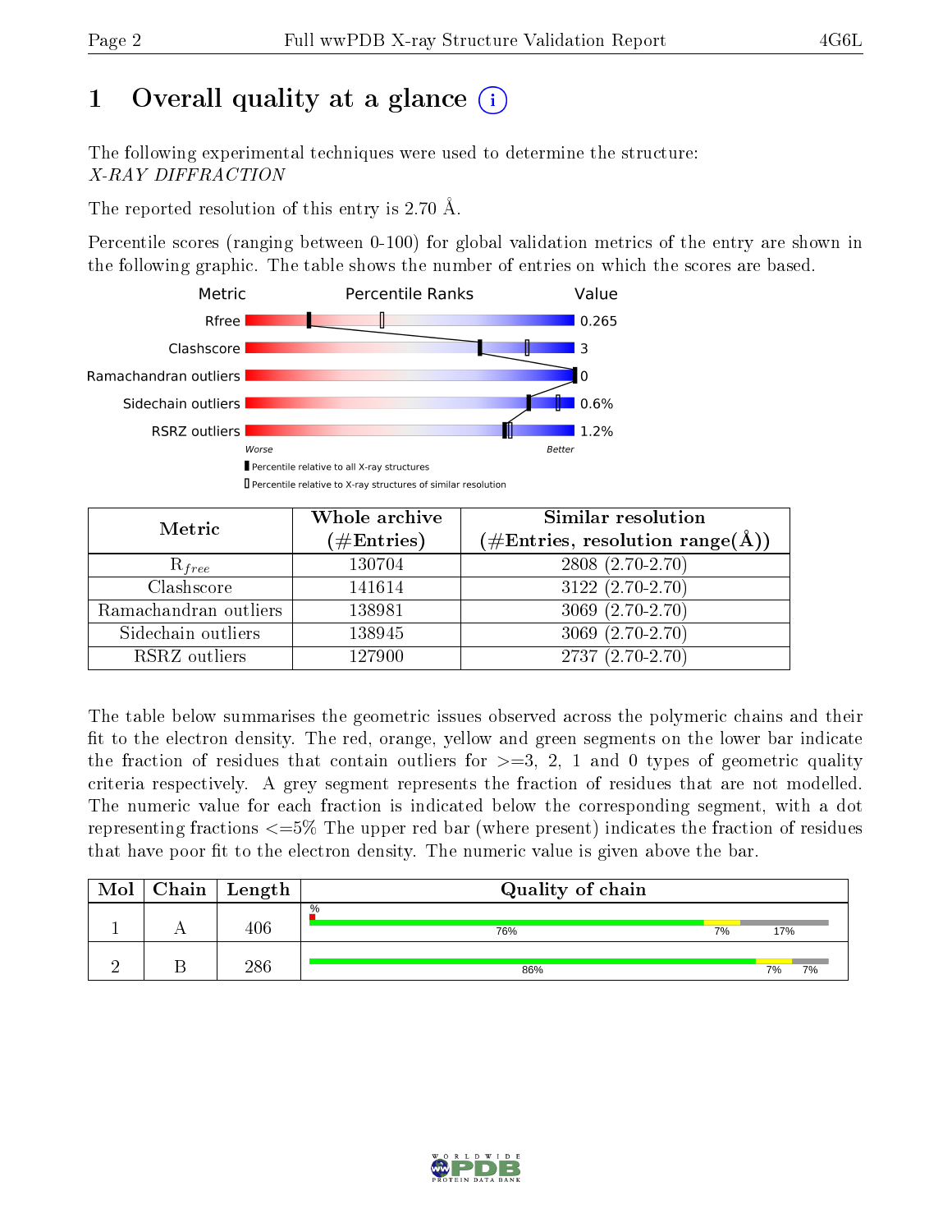# 1 Overall quality at a glance (i)

The following experimental techniques were used to determine the structure:
*X-RAY DIFFRACTION*

The reported resolution of this entry is 2.70 Å.

Percentile scores (ranging between 0-100) for global validation metrics of the entry are shown in the following graphic. The table shows the number of entries on which the scores are based.

| Metric | Value |
|---|---|
| Rfree | 0.265 |
| Clashscore | 3 |
| Ramachandran outliers | 0 |
| Sidechain outliers | 0.6% |
| RSRZ outliers | 1.2% |

Worse — Better

▮ Percentile relative to all X-ray structures
▯ Percentile relative to X-ray structures of similar resolution

| Metric | Whole archive (#Entries) | Similar resolution (#Entries, resolution range(Å)) |
|---|---|---|
| $R_{free}$ | 130704 | 2808 (2.70-2.70) |
| Clashscore | 141614 | 3122 (2.70-2.70) |
| Ramachandran outliers | 138981 | 3069 (2.70-2.70) |
| Sidechain outliers | 138945 | 3069 (2.70-2.70) |
| RSRZ outliers | 127900 | 2737 (2.70-2.70) |

The table below summarises the geometric issues observed across the polymeric chains and their fit to the electron density. The red, orange, yellow and green segments on the lower bar indicate the fraction of residues that contain outliers for >=3, 2, 1 and 0 types of geometric quality criteria respectively. A grey segment represents the fraction of residues that are not modelled. The numeric value for each fraction is indicated below the corresponding segment, with a dot representing fractions <=5% The upper red bar (where present) indicates the fraction of residues that have poor fit to the electron density. The numeric value is given above the bar.

| Mol | Chain | Length | Quality of chain |
|---|---|---|---|
| 1 | A | 406 | % ; 76% , 7% , 17% |
| 2 | B | 286 | 86% , 7% , 7% |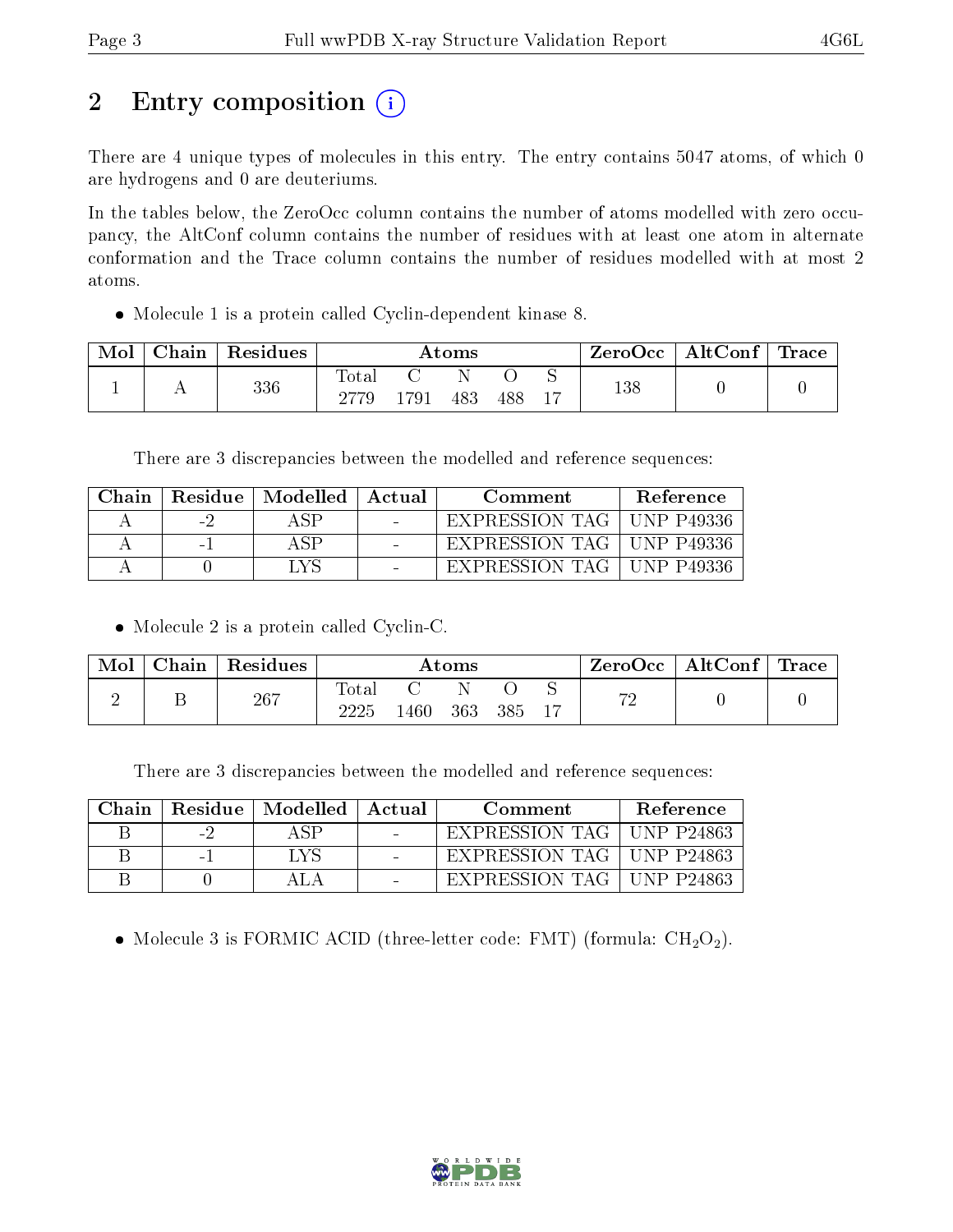# 2 Entry composition

There are 4 unique types of molecules in this entry. The entry contains 5047 atoms, of which 0 are hydrogens and 0 are deuteriums.

In the tables below, the ZeroOcc column contains the number of atoms modelled with zero occupancy, the AltConf column contains the number of residues with at least one atom in alternate conformation and the Trace column contains the number of residues modelled with at most 2 atoms.

- Molecule 1 is a protein called Cyclin-dependent kinase 8.

| Mol | Chain | Residues | Atoms | | | | | ZeroOcc | AltConf | Trace |
|---|---|---|---|---|---|---|---|---|---|---|
| 1 | A | 336 | Total<br>2779 | C<br>1791 | N<br>483 | O<br>488 | S<br>17 | 138 | 0 | 0 |

There are 3 discrepancies between the modelled and reference sequences:

| Chain | Residue | Modelled | Actual | Comment | Reference |
|---|---|---|---|---|---|
| A | -2 | ASP | - | EXPRESSION TAG | UNP P49336 |
| A | -1 | ASP | - | EXPRESSION TAG | UNP P49336 |
| A | 0 | LYS | - | EXPRESSION TAG | UNP P49336 |

- Molecule 2 is a protein called Cyclin-C.

| Mol | Chain | Residues | Atoms | | | | | ZeroOcc | AltConf | Trace |
|---|---|---|---|---|---|---|---|---|---|---|
| 2 | B | 267 | Total<br>2225 | C<br>1460 | N<br>363 | O<br>385 | S<br>17 | 72 | 0 | 0 |

There are 3 discrepancies between the modelled and reference sequences:

| Chain | Residue | Modelled | Actual | Comment | Reference |
|---|---|---|---|---|---|
| B | -2 | ASP | - | EXPRESSION TAG | UNP P24863 |
| B | -1 | LYS | - | EXPRESSION TAG | UNP P24863 |
| B | 0 | ALA | - | EXPRESSION TAG | UNP P24863 |

- Molecule 3 is FORMIC ACID (three-letter code: FMT) (formula: $CH_2O_2$).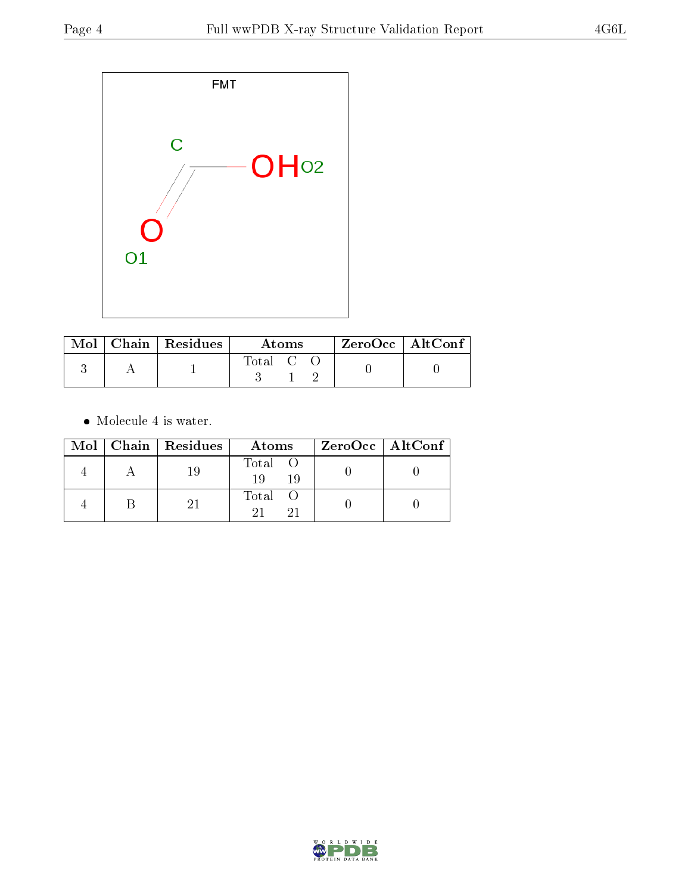| Mol | Chain | Residues | Atoms | ZeroOcc | AltConf |
|---|---|---|---|---|---|
| 3 | A | 1 | Total C O<br>3 1 2 | 0 | 0 |

- Molecule 4 is water.

| Mol | Chain | Residues | Atoms | ZeroOcc | AltConf |
|---|---|---|---|---|---|
| 4 | A | 19 | Total O<br>19 19 | 0 | 0 |
| 4 | B | 21 | Total O<br>21 21 | 0 | 0 |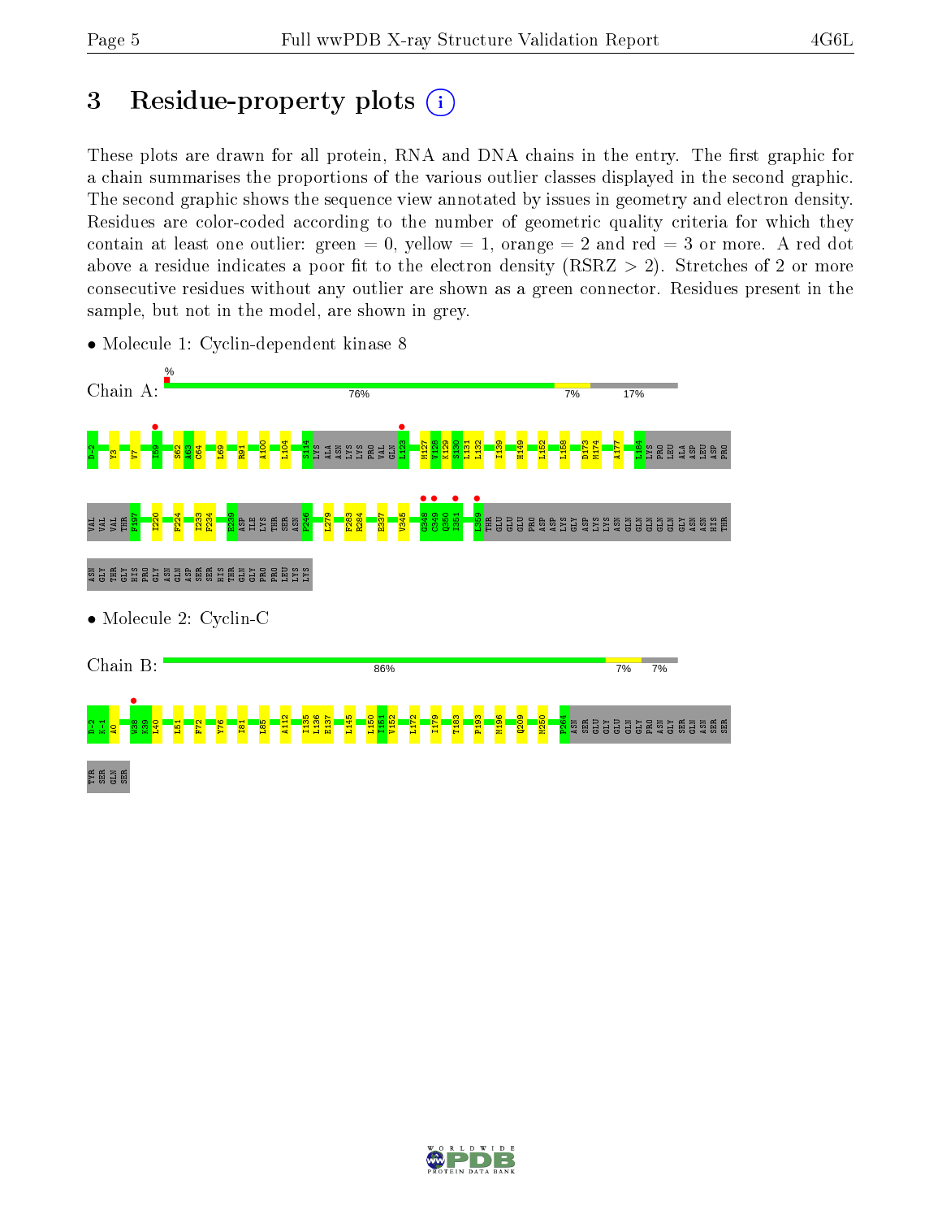# 3 Residue-property plots

These plots are drawn for all protein, RNA and DNA chains in the entry. The first graphic for a chain summarises the proportions of the various outlier classes displayed in the second graphic. The second graphic shows the sequence view annotated by issues in geometry and electron density. Residues are color-coded according to the number of geometric quality criteria for which they contain at least one outlier: green = 0, yellow = 1, orange = 2 and red = 3 or more. A red dot above a residue indicates a poor fit to the electron density (RSRZ > 2). Stretches of 2 or more consecutive residues without any outlier are shown as a green connector. Residues present in the sample, but not in the model, are shown in grey.

- Molecule 1: Cyclin-dependent kinase 8

Chain A: % 76% 7% 17%

D-2 Y3 V7 I59 S62 A63 C64 L69 R91 A100 L104 S114 LYS ALA ASN LYS LYS PRO VAL GLN L123 M127 V128 K129 S130 L131 L132 I139 H149 L152 L158 D173 M174 A177 L184 LYS PRO LEU ALA ASP LEU ASP PRO VAL VAL VAL THR F197 I220 F224 I233 F234 E239 ASP ILE LYS THR SER ASN P246 L279 F283 R284 E337 V345 G348 C349 Q350 I351 I359 THR GLU GLU GLU PRO ASP ASP LYS GLY ASP LYS LYS ASN GLN GLN GLN GLN GLN GLY ASN ASN HIS THR ASN GLY THR GLY HIS PRO GLY ASN GLN ASP SER SER HIS THR GLN GLY PRO PRO LEU LYS LYS

- Molecule 2: Cyclin-C

Chain B: 86% 7% 7%

D-2 K-1 A0 W38 K39 L40 L51 F72 Y76 I81 L85 A112 I135 L136 E137 L145 L150 I151 V152 L172 I179 T183 P193 M196 Q209 M250 P264 ASN SER GLU GLY GLU GLN GLY PRO ASN GLY SER GLN ASN SER SER TYR SER GLN SER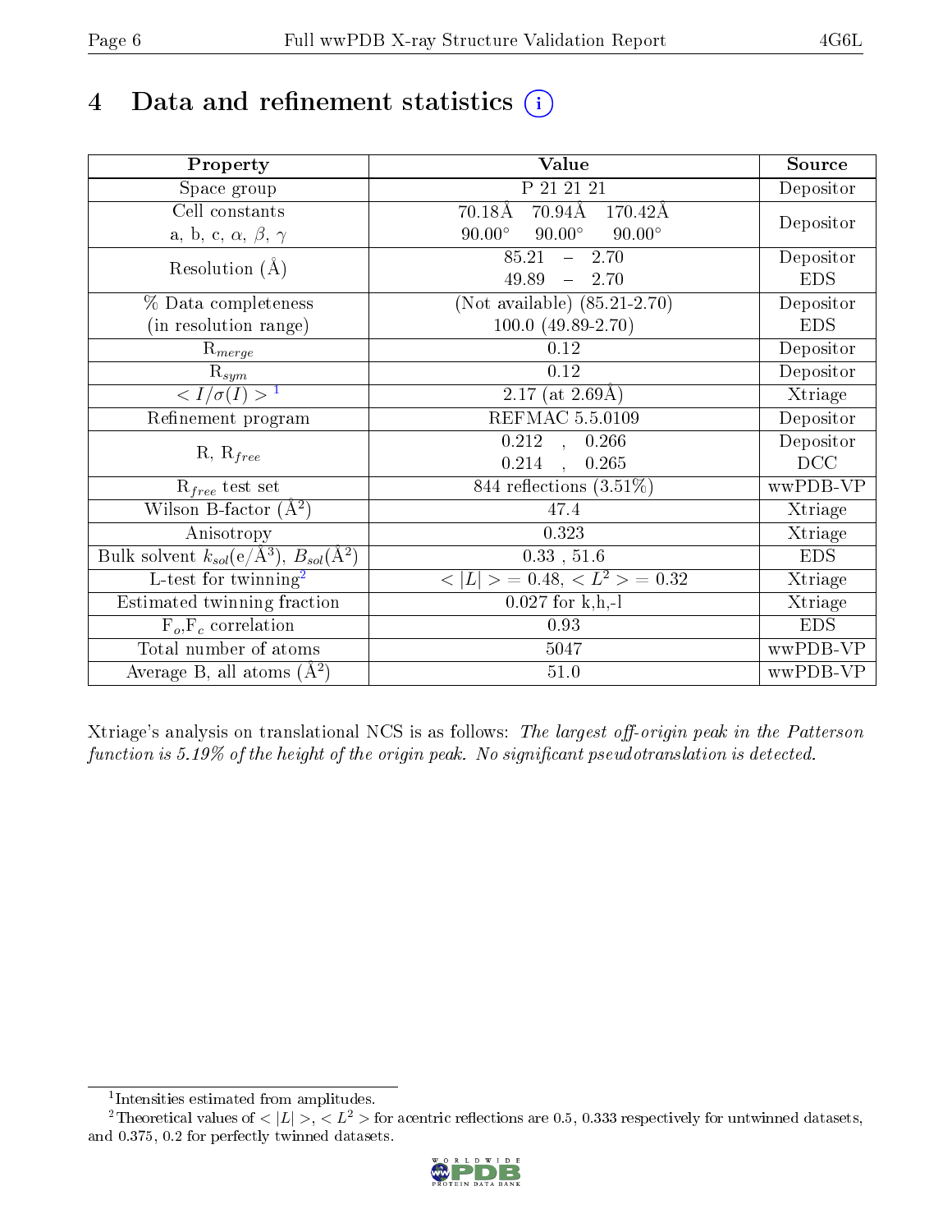# 4 Data and refinement statistics

| Property | Value | Source |
|---|---|---|
| Space group | P 21 21 21 | Depositor |
| Cell constants<br>a, b, c, $\alpha$, $\beta$, $\gamma$ | 70.18Å 70.94Å 170.42Å<br>90.00° 90.00° 90.00° | Depositor |
| Resolution (Å) | 85.21 – 2.70<br>49.89 – 2.70 | Depositor<br>EDS |
| % Data completeness<br>(in resolution range) | (Not available) (85.21-2.70)<br>100.0 (49.89-2.70) | Depositor<br>EDS |
| $R_{merge}$ | 0.12 | Depositor |
| $R_{sym}$ | 0.12 | Depositor |
| $< I/\sigma(I) >$ [1] | 2.17 (at 2.69Å) | Xtriage |
| Refinement program | REFMAC 5.5.0109 | Depositor |
| R, $R_{free}$ | 0.212 , 0.266<br>0.214 , 0.265 | Depositor<br>DCC |
| $R_{free}$ test set | 844 reflections (3.51%) | wwPDB-VP |
| Wilson B-factor (Å$^2$) | 47.4 | Xtriage |
| Anisotropy | 0.323 | Xtriage |
| Bulk solvent $k_{sol}$(e/Å$^3$), $B_{sol}$(Å$^2$) | 0.33 , 51.6 | EDS |
| L-test for twinning[2] | $< \|L\| >$ = 0.48, $< L^2 >$ = 0.32 | Xtriage |
| Estimated twinning fraction | 0.027 for k,h,-l | Xtriage |
| $F_o$,$F_c$ correlation | 0.93 | EDS |
| Total number of atoms | 5047 | wwPDB-VP |
| Average B, all atoms (Å$^2$) | 51.0 | wwPDB-VP |

Xtriage's analysis on translational NCS is as follows: *The largest off-origin peak in the Patterson function is 5.19% of the height of the origin peak. No significant pseudotranslation is detected.*

[1] Intensities estimated from amplitudes.

[2] Theoretical values of $< |L| >$, $< L^2 >$ for acentric reflections are 0.5, 0.333 respectively for untwinned datasets, and 0.375, 0.2 for perfectly twinned datasets.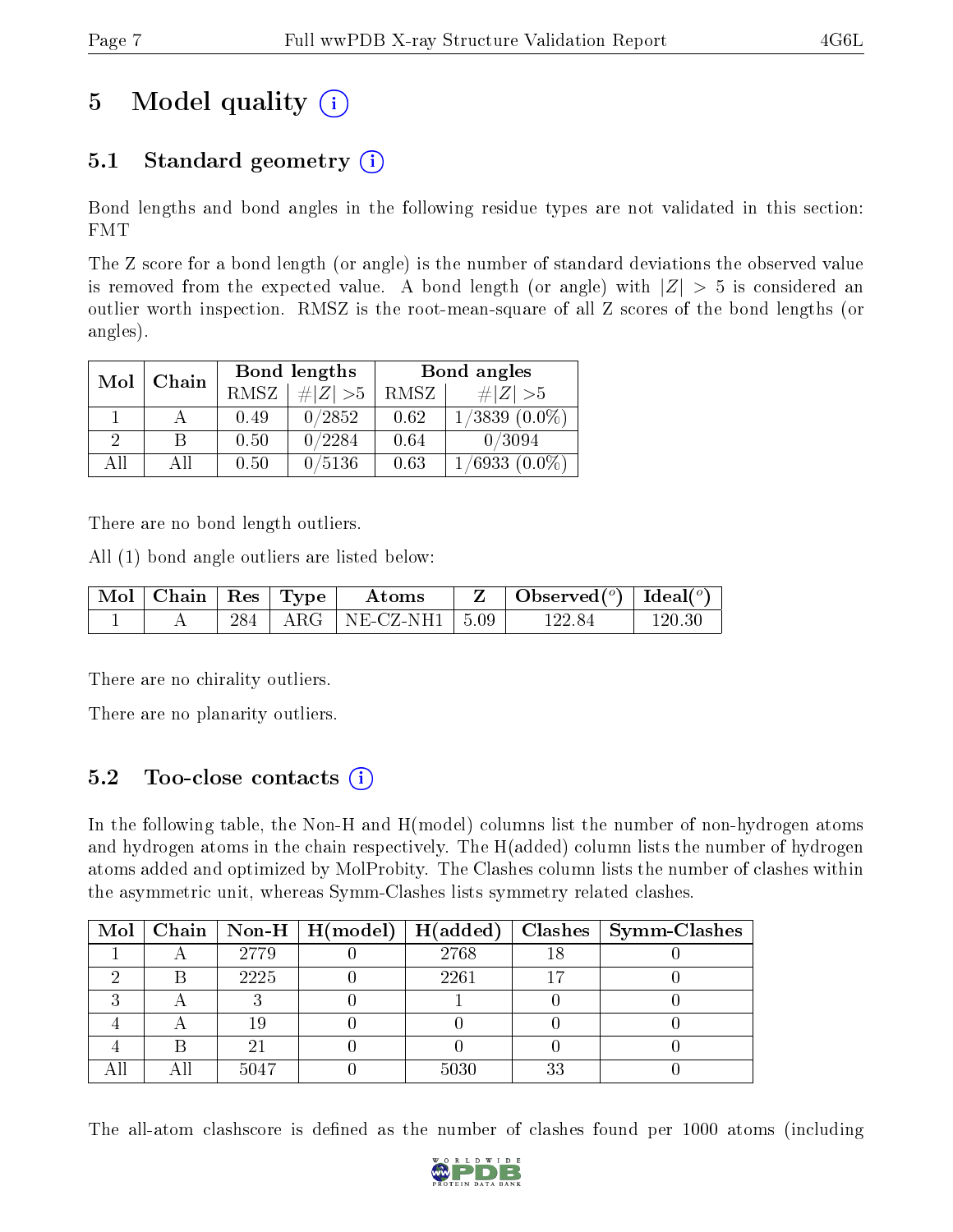# 5 Model quality (i)

## 5.1 Standard geometry (i)

Bond lengths and bond angles in the following residue types are not validated in this section: FMT

The Z score for a bond length (or angle) is the number of standard deviations the observed value is removed from the expected value. A bond length (or angle) with $|Z| > 5$ is considered an outlier worth inspection. RMSZ is the root-mean-square of all Z scores of the bond lengths (or angles).

| Mol | Chain | Bond lengths | | Bond angles | |
|---|---|---|---|---|---|
| | | RMSZ | #$\|Z\|$ >5 | RMSZ | #$\|Z\|$ >5 |
| 1 | A | 0.49 | 0/2852 | 0.62 | 1/3839 (0.0%) |
| 2 | B | 0.50 | 0/2284 | 0.64 | 0/3094 |
| All | All | 0.50 | 0/5136 | 0.63 | 1/6933 (0.0%) |

There are no bond length outliers.

All (1) bond angle outliers are listed below:

| Mol | Chain | Res | Type | Atoms | Z | Observed($^o$) | Ideal($^o$) |
|---|---|---|---|---|---|---|---|
| 1 | A | 284 | ARG | NE-CZ-NH1 | 5.09 | 122.84 | 120.30 |

There are no chirality outliers.

There are no planarity outliers.

## 5.2 Too-close contacts (i)

In the following table, the Non-H and H(model) columns list the number of non-hydrogen atoms and hydrogen atoms in the chain respectively. The H(added) column lists the number of hydrogen atoms added and optimized by MolProbity. The Clashes column lists the number of clashes within the asymmetric unit, whereas Symm-Clashes lists symmetry related clashes.

| Mol | Chain | Non-H | H(model) | H(added) | Clashes | Symm-Clashes |
|---|---|---|---|---|---|---|
| 1 | A | 2779 | 0 | 2768 | 18 | 0 |
| 2 | B | 2225 | 0 | 2261 | 17 | 0 |
| 3 | A | 3 | 0 | 1 | 0 | 0 |
| 4 | A | 19 | 0 | 0 | 0 | 0 |
| 4 | B | 21 | 0 | 0 | 0 | 0 |
| All | All | 5047 | 0 | 5030 | 33 | 0 |

The all-atom clashscore is defined as the number of clashes found per 1000 atoms (including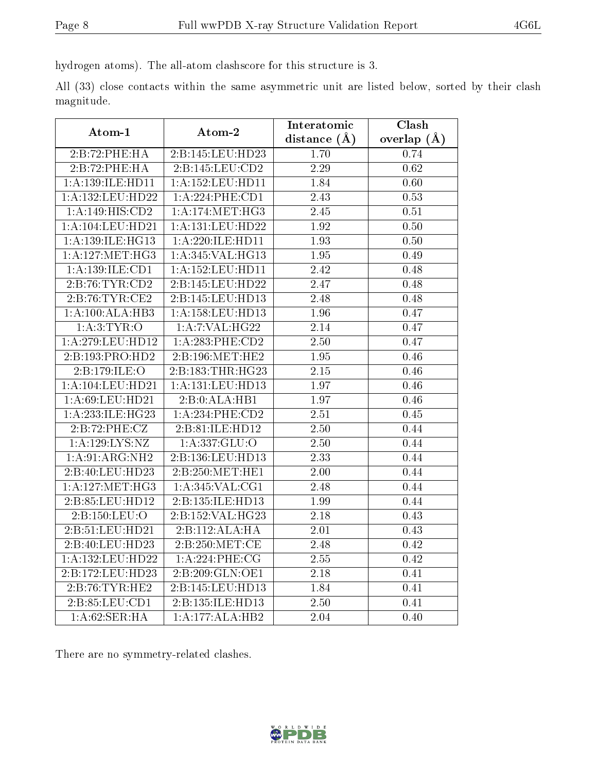hydrogen atoms). The all-atom clashscore for this structure is 3.

All (33) close contacts within the same asymmetric unit are listed below, sorted by their clash magnitude.

| Atom-1 | Atom-2 | Interatomic distance (Å) | Clash overlap (Å) |
|---|---|---|---|
| 2:B:72:PHE:HA | 2:B:145:LEU:HD23 | 1.70 | 0.74 |
| 2:B:72:PHE:HA | 2:B:145:LEU:CD2 | 2.29 | 0.62 |
| 1:A:139:ILE:HD11 | 1:A:152:LEU:HD11 | 1.84 | 0.60 |
| 1:A:132:LEU:HD22 | 1:A:224:PHE:CD1 | 2.43 | 0.53 |
| 1:A:149:HIS:CD2 | 1:A:174:MET:HG3 | 2.45 | 0.51 |
| 1:A:104:LEU:HD21 | 1:A:131:LEU:HD22 | 1.92 | 0.50 |
| 1:A:139:ILE:HG13 | 1:A:220:ILE:HD11 | 1.93 | 0.50 |
| 1:A:127:MET:HG3 | 1:A:345:VAL:HG13 | 1.95 | 0.49 |
| 1:A:139:ILE:CD1 | 1:A:152:LEU:HD11 | 2.42 | 0.48 |
| 2:B:76:TYR:CD2 | 2:B:145:LEU:HD22 | 2.47 | 0.48 |
| 2:B:76:TYR:CE2 | 2:B:145:LEU:HD13 | 2.48 | 0.48 |
| 1:A:100:ALA:HB3 | 1:A:158:LEU:HD13 | 1.96 | 0.47 |
| 1:A:3:TYR:O | 1:A:7:VAL:HG22 | 2.14 | 0.47 |
| 1:A:279:LEU:HD12 | 1:A:283:PHE:CD2 | 2.50 | 0.47 |
| 2:B:193:PRO:HD2 | 2:B:196:MET:HE2 | 1.95 | 0.46 |
| 2:B:179:ILE:O | 2:B:183:THR:HG23 | 2.15 | 0.46 |
| 1:A:104:LEU:HD21 | 1:A:131:LEU:HD13 | 1.97 | 0.46 |
| 1:A:69:LEU:HD21 | 2:B:0:ALA:HB1 | 1.97 | 0.46 |
| 1:A:233:ILE:HG23 | 1:A:234:PHE:CD2 | 2.51 | 0.45 |
| 2:B:72:PHE:CZ | 2:B:81:ILE:HD12 | 2.50 | 0.44 |
| 1:A:129:LYS:NZ | 1:A:337:GLU:O | 2.50 | 0.44 |
| 1:A:91:ARG:NH2 | 2:B:136:LEU:HD13 | 2.33 | 0.44 |
| 2:B:40:LEU:HD23 | 2:B:250:MET:HE1 | 2.00 | 0.44 |
| 1:A:127:MET:HG3 | 1:A:345:VAL:CG1 | 2.48 | 0.44 |
| 2:B:85:LEU:HD12 | 2:B:135:ILE:HD13 | 1.99 | 0.44 |
| 2:B:150:LEU:O | 2:B:152:VAL:HG23 | 2.18 | 0.43 |
| 2:B:51:LEU:HD21 | 2:B:112:ALA:HA | 2.01 | 0.43 |
| 2:B:40:LEU:HD23 | 2:B:250:MET:CE | 2.48 | 0.42 |
| 1:A:132:LEU:HD22 | 1:A:224:PHE:CG | 2.55 | 0.42 |
| 2:B:172:LEU:HD23 | 2:B:209:GLN:OE1 | 2.18 | 0.41 |
| 2:B:76:TYR:HE2 | 2:B:145:LEU:HD13 | 1.84 | 0.41 |
| 2:B:85:LEU:CD1 | 2:B:135:ILE:HD13 | 2.50 | 0.41 |
| 1:A:62:SER:HA | 1:A:177:ALA:HB2 | 2.04 | 0.40 |

There are no symmetry-related clashes.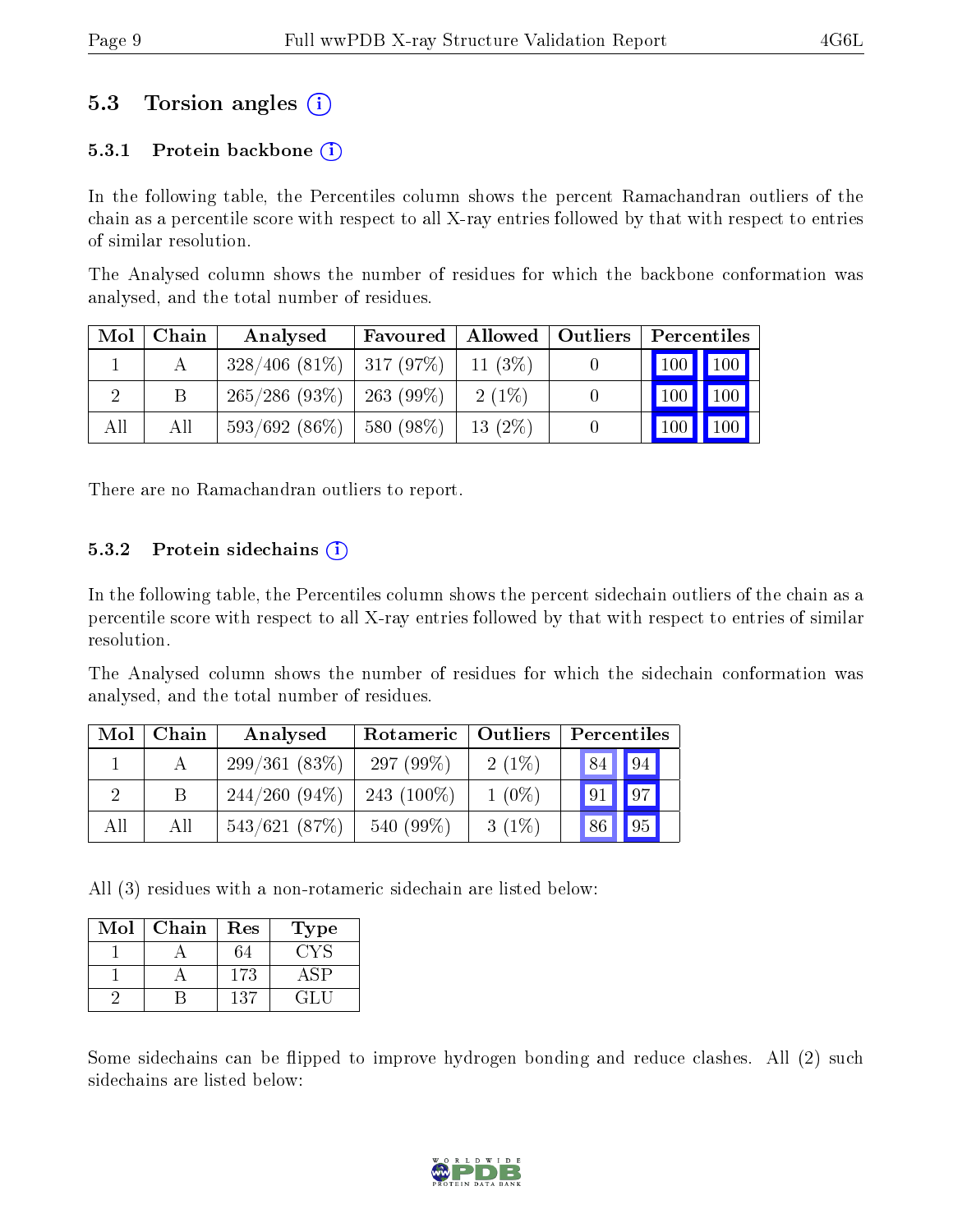## 5.3 Torsion angles

### 5.3.1 Protein backbone

In the following table, the Percentiles column shows the percent Ramachandran outliers of the chain as a percentile score with respect to all X-ray entries followed by that with respect to entries of similar resolution.

The Analysed column shows the number of residues for which the backbone conformation was analysed, and the total number of residues.

| Mol | Chain | Analysed | Favoured | Allowed | Outliers | Percentiles | |
|---|---|---|---|---|---|---|---|
| 1 | A | 328/406 (81%) | 317 (97%) | 11 (3%) | 0 | 100 | 100 |
| 2 | B | 265/286 (93%) | 263 (99%) | 2 (1%) | 0 | 100 | 100 |
| All | All | 593/692 (86%) | 580 (98%) | 13 (2%) | 0 | 100 | 100 |

There are no Ramachandran outliers to report.

### 5.3.2 Protein sidechains

In the following table, the Percentiles column shows the percent sidechain outliers of the chain as a percentile score with respect to all X-ray entries followed by that with respect to entries of similar resolution.

The Analysed column shows the number of residues for which the sidechain conformation was analysed, and the total number of residues.

| Mol | Chain | Analysed | Rotameric | Outliers | Percentiles | |
|---|---|---|---|---|---|---|
| 1 | A | 299/361 (83%) | 297 (99%) | 2 (1%) | 84 | 94 |
| 2 | B | 244/260 (94%) | 243 (100%) | 1 (0%) | 91 | 97 |
| All | All | 543/621 (87%) | 540 (99%) | 3 (1%) | 86 | 95 |

All (3) residues with a non-rotameric sidechain are listed below:

| Mol | Chain | Res | Type |
|---|---|---|---|
| 1 | A | 64 | CYS |
| 1 | A | 173 | ASP |
| 2 | B | 137 | GLU |

Some sidechains can be flipped to improve hydrogen bonding and reduce clashes. All (2) such sidechains are listed below: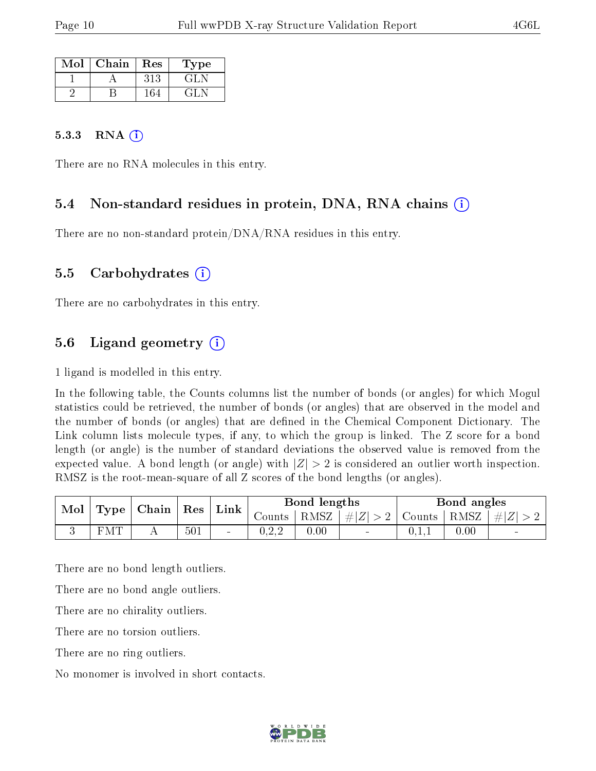| Mol | Chain | Res | Type |
|---|---|---|---|
| 1 | A | 313 | GLN |
| 2 | B | 164 | GLN |

#### 5.3.3 RNA (i)

There are no RNA molecules in this entry.

### 5.4 Non-standard residues in protein, DNA, RNA chains (i)

There are no non-standard protein/DNA/RNA residues in this entry.

### 5.5 Carbohydrates (i)

There are no carbohydrates in this entry.

### 5.6 Ligand geometry (i)

1 ligand is modelled in this entry.

In the following table, the Counts columns list the number of bonds (or angles) for which Mogul statistics could be retrieved, the number of bonds (or angles) that are observed in the model and the number of bonds (or angles) that are defined in the Chemical Component Dictionary. The Link column lists molecule types, if any, to which the group is linked. The Z score for a bond length (or angle) is the number of standard deviations the observed value is removed from the expected value. A bond length (or angle) with $|Z| > 2$ is considered an outlier worth inspection. RMSZ is the root-mean-square of all Z scores of the bond lengths (or angles).

| Mol | Type | Chain | Res | Link | Bond lengths | | | Bond angles | | |
|---|---|---|---|---|---|---|---|---|---|---|
| | | | | | Counts | RMSZ | $\#\|Z\| > 2$ | Counts | RMSZ | $\#\|Z\| > 2$ |
| 3 | FMT | A | 501 | - | 0,2,2 | 0.00 | - | 0,1,1 | 0.00 | - |

There are no bond length outliers.

There are no bond angle outliers.

There are no chirality outliers.

There are no torsion outliers.

There are no ring outliers.

No monomer is involved in short contacts.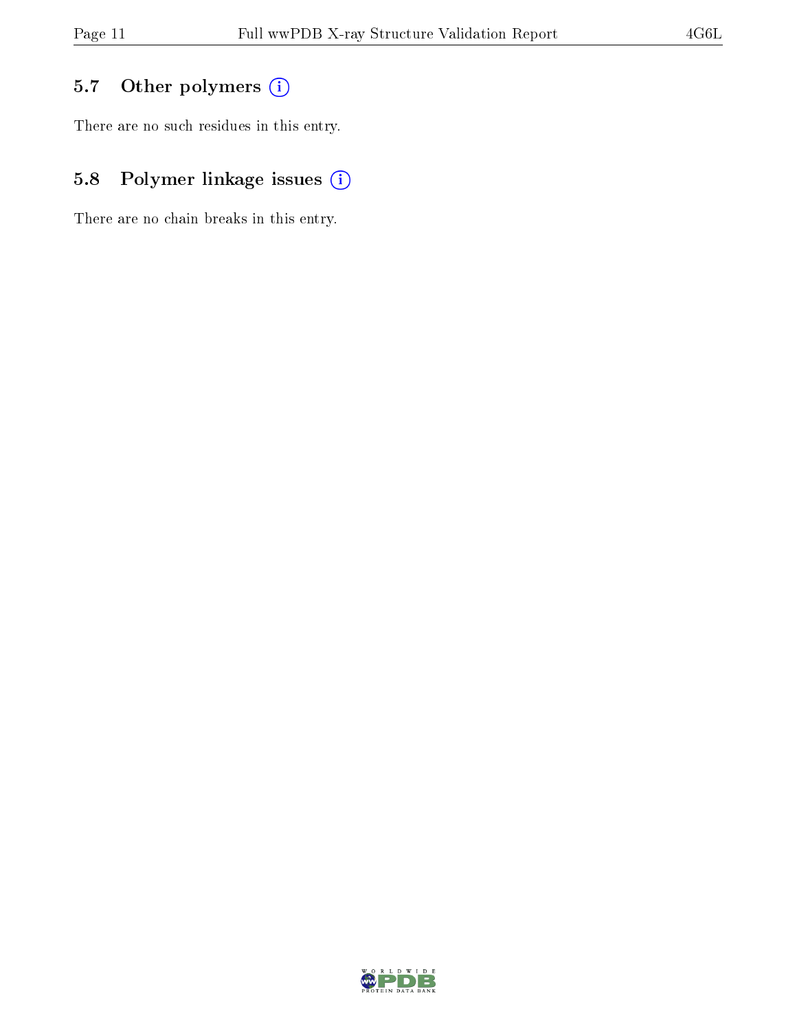## 5.7 Other polymers (i)

There are no such residues in this entry.

## 5.8 Polymer linkage issues (i)

There are no chain breaks in this entry.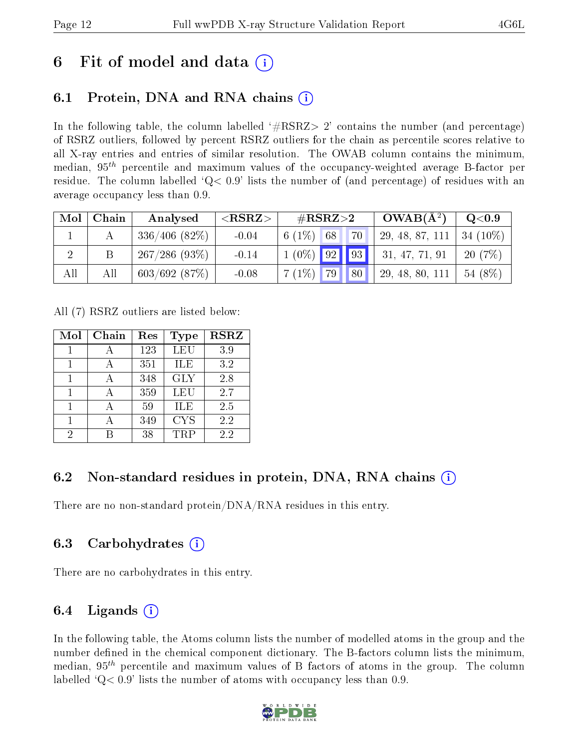# 6 Fit of model and data (i)

## 6.1 Protein, DNA and RNA chains (i)

In the following table, the column labelled '#RSRZ> 2' contains the number (and percentage) of RSRZ outliers, followed by percent RSRZ outliers for the chain as percentile scores relative to all X-ray entries and entries of similar resolution. The OWAB column contains the minimum, median, $95^{th}$ percentile and maximum values of the occupancy-weighted average B-factor per residue. The column labelled 'Q< 0.9' lists the number of (and percentage) of residues with an average occupancy less than 0.9.

| Mol | Chain | Analysed | <RSRZ> | #RSRZ>2 | | | OWAB(Å$^2$) | Q<0.9 |
|---|---|---|---|---|---|---|---|---|
| 1 | A | 336/406 (82%) | -0.04 | 6 (1%) | 68 | 70 | 29, 48, 87, 111 | 34 (10%) |
| 2 | B | 267/286 (93%) | -0.14 | 1 (0%) | 92 | 93 | 31, 47, 71, 91 | 20 (7%) |
| All | All | 603/692 (87%) | -0.08 | 7 (1%) | 79 | 80 | 29, 48, 80, 111 | 54 (8%) |

All (7) RSRZ outliers are listed below:

| Mol | Chain | Res | Type | RSRZ |
|---|---|---|---|---|
| 1 | A | 123 | LEU | 3.9 |
| 1 | A | 351 | ILE | 3.2 |
| 1 | A | 348 | GLY | 2.8 |
| 1 | A | 359 | LEU | 2.7 |
| 1 | A | 59 | ILE | 2.5 |
| 1 | A | 349 | CYS | 2.2 |
| 2 | B | 38 | TRP | 2.2 |

## 6.2 Non-standard residues in protein, DNA, RNA chains (i)

There are no non-standard protein/DNA/RNA residues in this entry.

## 6.3 Carbohydrates (i)

There are no carbohydrates in this entry.

## 6.4 Ligands (i)

In the following table, the Atoms column lists the number of modelled atoms in the group and the number defined in the chemical component dictionary. The B-factors column lists the minimum, median, $95^{th}$ percentile and maximum values of B factors of atoms in the group. The column labelled 'Q< 0.9' lists the number of atoms with occupancy less than 0.9.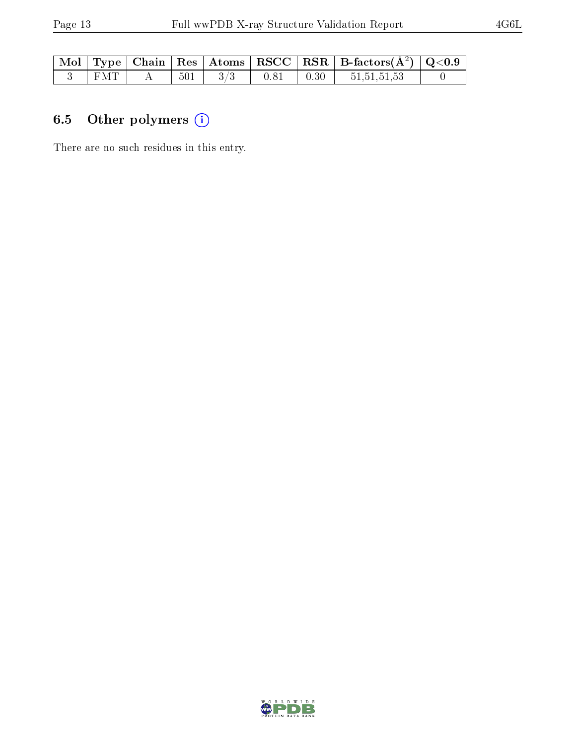| Mol | Type | Chain | Res | Atoms | RSCC | RSR | B-factors($Å^2$) | Q<0.9 |
|---|---|---|---|---|---|---|---|---|
| 3 | FMT | A | 501 | 3/3 | 0.81 | 0.30 | 51,51,51,53 | 0 |

### 6.5 Other polymers

There are no such residues in this entry.